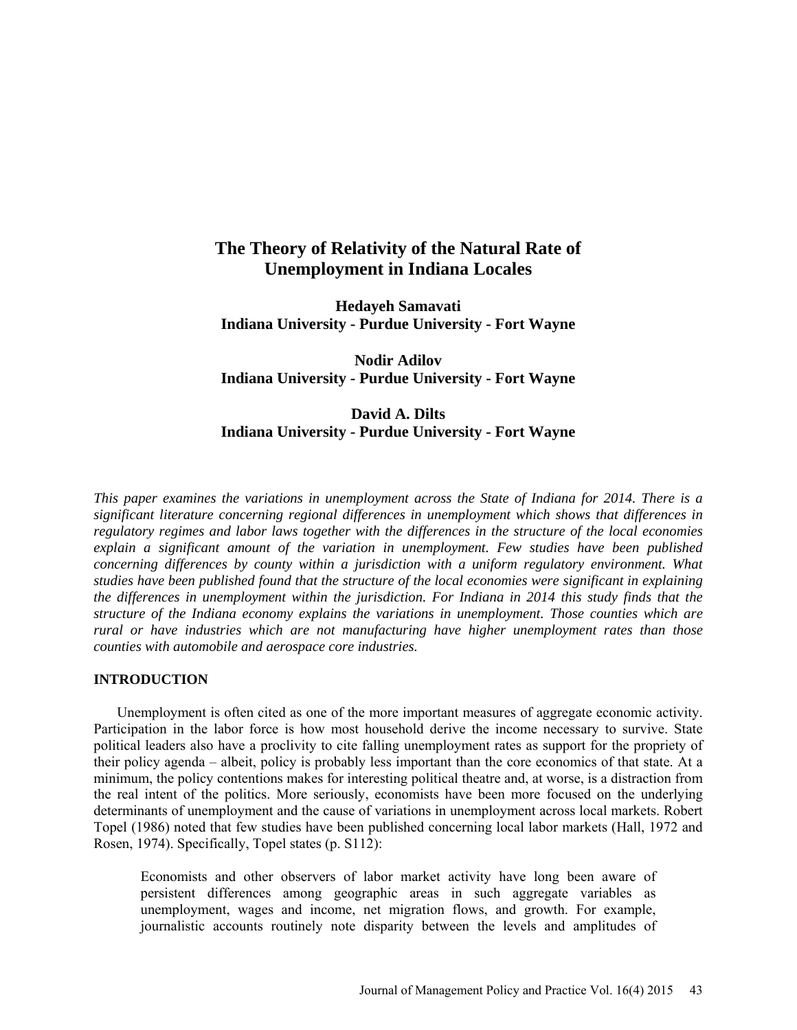# The Theory of Relativity of the Natural Rate of Unemployment in Indiana Locales

**Hedayeh Samavati**
**Indiana University - Purdue University - Fort Wayne**

**Nodir Adilov**
**Indiana University - Purdue University - Fort Wayne**

**David A. Dilts**
**Indiana University - Purdue University - Fort Wayne**

*This paper examines the variations in unemployment across the State of Indiana for 2014. There is a significant literature concerning regional differences in unemployment which shows that differences in regulatory regimes and labor laws together with the differences in the structure of the local economies explain a significant amount of the variation in unemployment. Few studies have been published concerning differences by county within a jurisdiction with a uniform regulatory environment. What studies have been published found that the structure of the local economies were significant in explaining the differences in unemployment within the jurisdiction. For Indiana in 2014 this study finds that the structure of the Indiana economy explains the variations in unemployment. Those counties which are rural or have industries which are not manufacturing have higher unemployment rates than those counties with automobile and aerospace core industries.*

## INTRODUCTION

Unemployment is often cited as one of the more important measures of aggregate economic activity. Participation in the labor force is how most household derive the income necessary to survive. State political leaders also have a proclivity to cite falling unemployment rates as support for the propriety of their policy agenda – albeit, policy is probably less important than the core economics of that state. At a minimum, the policy contentions makes for interesting political theatre and, at worse, is a distraction from the real intent of the politics. More seriously, economists have been more focused on the underlying determinants of unemployment and the cause of variations in unemployment across local markets. Robert Topel (1986) noted that few studies have been published concerning local labor markets (Hall, 1972 and Rosen, 1974). Specifically, Topel states (p. S112):

> Economists and other observers of labor market activity have long been aware of persistent differences among geographic areas in such aggregate variables as unemployment, wages and income, net migration flows, and growth. For example, journalistic accounts routinely note disparity between the levels and amplitudes of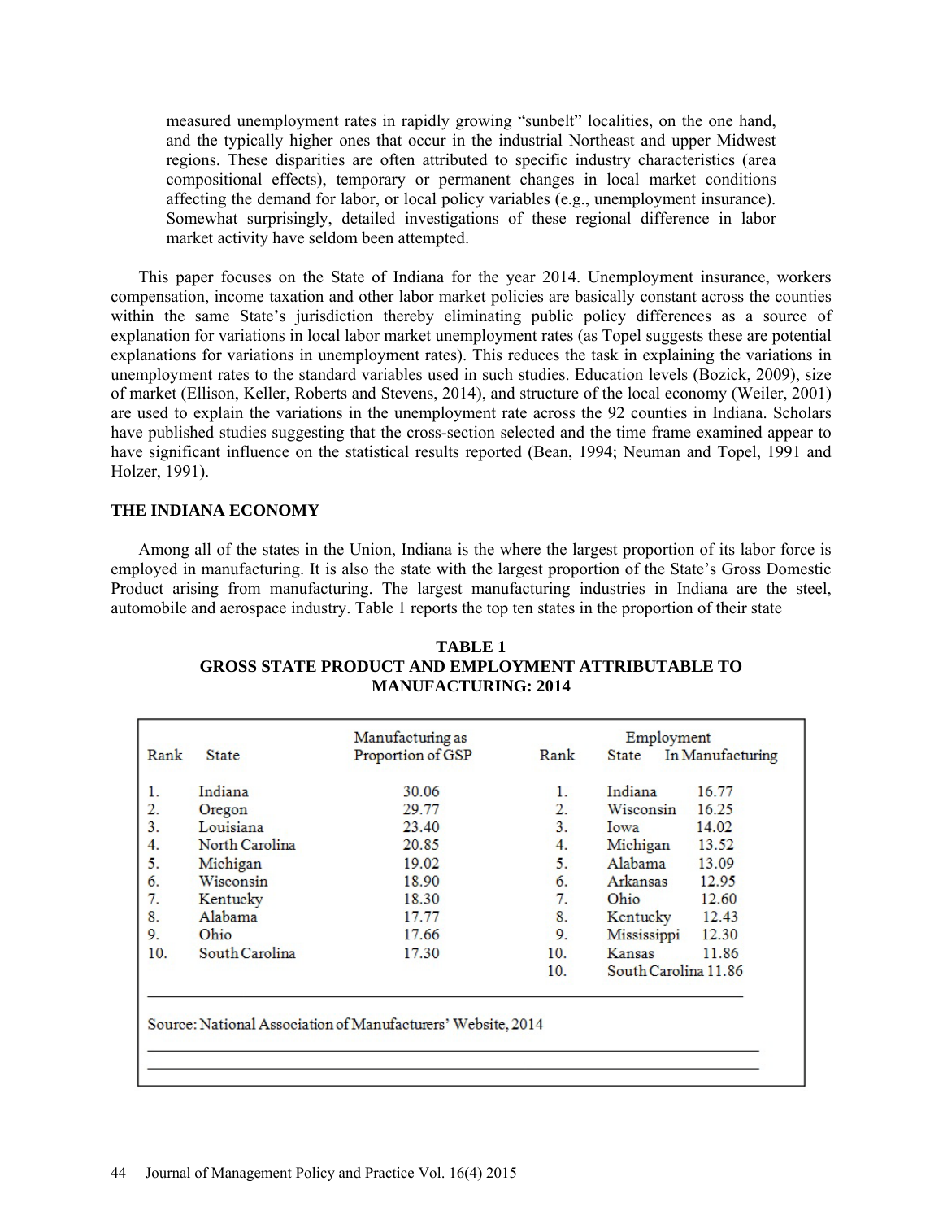> measured unemployment rates in rapidly growing "sunbelt" localities, on the one hand, and the typically higher ones that occur in the industrial Northeast and upper Midwest regions. These disparities are often attributed to specific industry characteristics (area compositional effects), temporary or permanent changes in local market conditions affecting the demand for labor, or local policy variables (e.g., unemployment insurance). Somewhat surprisingly, detailed investigations of these regional difference in labor market activity have seldom been attempted.

This paper focuses on the State of Indiana for the year 2014. Unemployment insurance, workers compensation, income taxation and other labor market policies are basically constant across the counties within the same State's jurisdiction thereby eliminating public policy differences as a source of explanation for variations in local labor market unemployment rates (as Topel suggests these are potential explanations for variations in unemployment rates). This reduces the task in explaining the variations in unemployment rates to the standard variables used in such studies. Education levels (Bozick, 2009), size of market (Ellison, Keller, Roberts and Stevens, 2014), and structure of the local economy (Weiler, 2001) are used to explain the variations in the unemployment rate across the 92 counties in Indiana. Scholars have published studies suggesting that the cross-section selected and the time frame examined appear to have significant influence on the statistical results reported (Bean, 1994; Neuman and Topel, 1991 and Holzer, 1991).

## THE INDIANA ECONOMY

Among all of the states in the Union, Indiana is the where the largest proportion of its labor force is employed in manufacturing. It is also the state with the largest proportion of the State's Gross Domestic Product arising from manufacturing. The largest manufacturing industries in Indiana are the steel, automobile and aerospace industry. Table 1 reports the top ten states in the proportion of their state

**TABLE 1**
**GROSS STATE PRODUCT AND EMPLOYMENT ATTRIBUTABLE TO MANUFACTURING: 2014**

| Rank | State | Manufacturing as Proportion of GSP | Rank | State | Employment In Manufacturing |
|---|---|---|---|---|---|
| 1. | Indiana | 30.06 | 1. | Indiana | 16.77 |
| 2. | Oregon | 29.77 | 2. | Wisconsin | 16.25 |
| 3. | Louisiana | 23.40 | 3. | Iowa | 14.02 |
| 4. | North Carolina | 20.85 | 4. | Michigan | 13.52 |
| 5. | Michigan | 19.02 | 5. | Alabama | 13.09 |
| 6. | Wisconsin | 18.90 | 6. | Arkansas | 12.95 |
| 7. | Kentucky | 18.30 | 7. | Ohio | 12.60 |
| 8. | Alabama | 17.77 | 8. | Kentucky | 12.43 |
| 9. | Ohio | 17.66 | 9. | Mississippi | 12.30 |
| 10. | South Carolina | 17.30 | 10. | Kansas | 11.86 |
| | | | 10. | South Carolina | 11.86 |

Source: National Association of Manufacturers' Website, 2014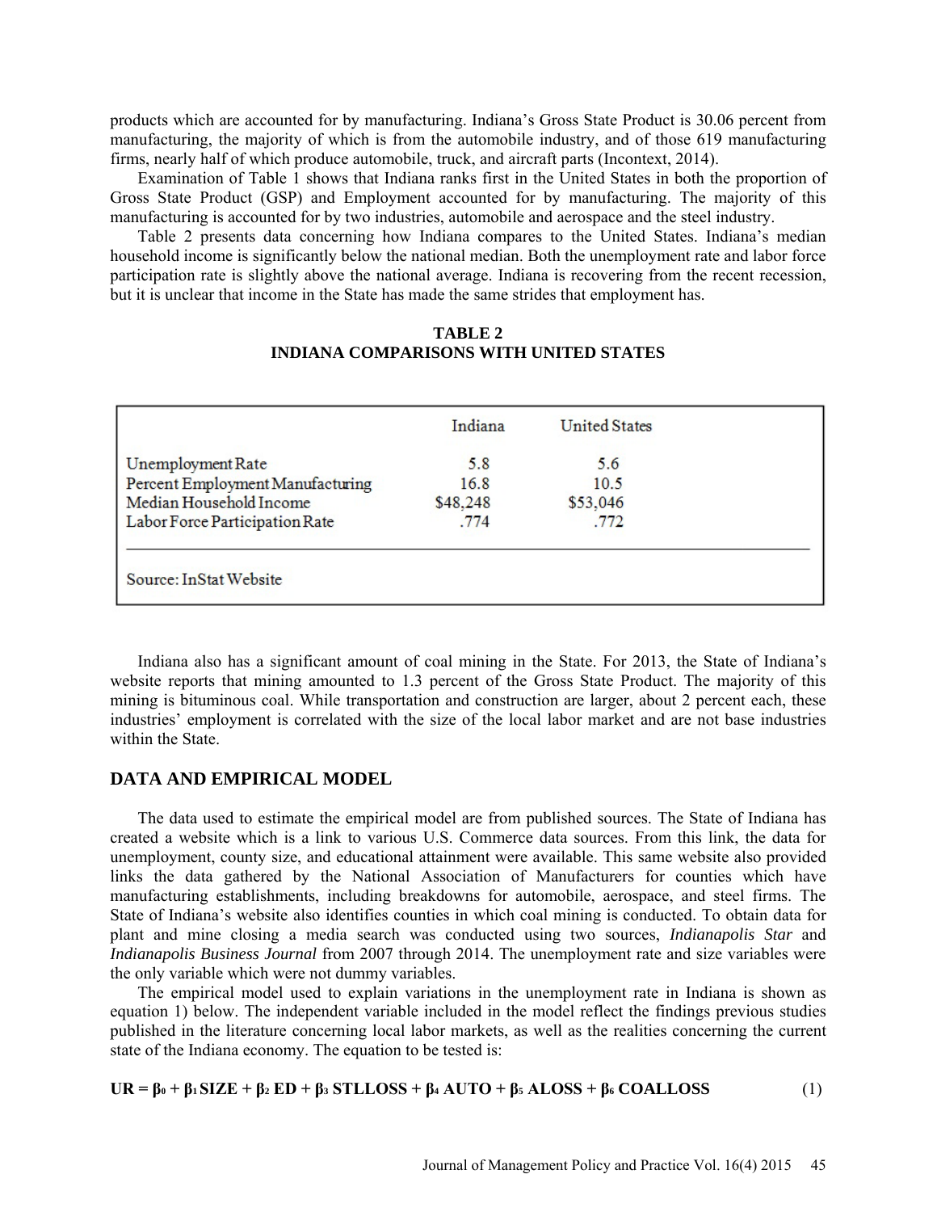products which are accounted for by manufacturing. Indiana's Gross State Product is 30.06 percent from manufacturing, the majority of which is from the automobile industry, and of those 619 manufacturing firms, nearly half of which produce automobile, truck, and aircraft parts (Incontext, 2014).

Examination of Table 1 shows that Indiana ranks first in the United States in both the proportion of Gross State Product (GSP) and Employment accounted for by manufacturing. The majority of this manufacturing is accounted for by two industries, automobile and aerospace and the steel industry.

Table 2 presents data concerning how Indiana compares to the United States. Indiana's median household income is significantly below the national median. Both the unemployment rate and labor force participation rate is slightly above the national average. Indiana is recovering from the recent recession, but it is unclear that income in the State has made the same strides that employment has.

**TABLE 2**
**INDIANA COMPARISONS WITH UNITED STATES**

| | Indiana | United States |
|---|---|---|
| Unemployment Rate | 5.8 | 5.6 |
| Percent Employment Manufacturing | 16.8 | 10.5 |
| Median Household Income | $48,248 | $53,046 |
| Labor Force Participation Rate | .774 | .772 |

Source: InStat Website

Indiana also has a significant amount of coal mining in the State. For 2013, the State of Indiana's website reports that mining amounted to 1.3 percent of the Gross State Product. The majority of this mining is bituminous coal. While transportation and construction are larger, about 2 percent each, these industries' employment is correlated with the size of the local labor market and are not base industries within the State.

## DATA AND EMPIRICAL MODEL

The data used to estimate the empirical model are from published sources. The State of Indiana has created a website which is a link to various U.S. Commerce data sources. From this link, the data for unemployment, county size, and educational attainment were available. This same website also provided links the data gathered by the National Association of Manufacturers for counties which have manufacturing establishments, including breakdowns for automobile, aerospace, and steel firms. The State of Indiana's website also identifies counties in which coal mining is conducted. To obtain data for plant and mine closing a media search was conducted using two sources, *Indianapolis Star* and *Indianapolis Business Journal* from 2007 through 2014. The unemployment rate and size variables were the only variable which were not dummy variables.

The empirical model used to explain variations in the unemployment rate in Indiana is shown as equation 1) below. The independent variable included in the model reflect the findings previous studies published in the literature concerning local labor markets, as well as the realities concerning the current state of the Indiana economy. The equation to be tested is:

$$\mathbf{UR = \beta_0 + \beta_1\,SIZE + \beta_2\,ED + \beta_3\,STLLOSS + \beta_4\,AUTO + \beta_5\,ALOSS + \beta_6\,COALLOSS} \qquad (1)$$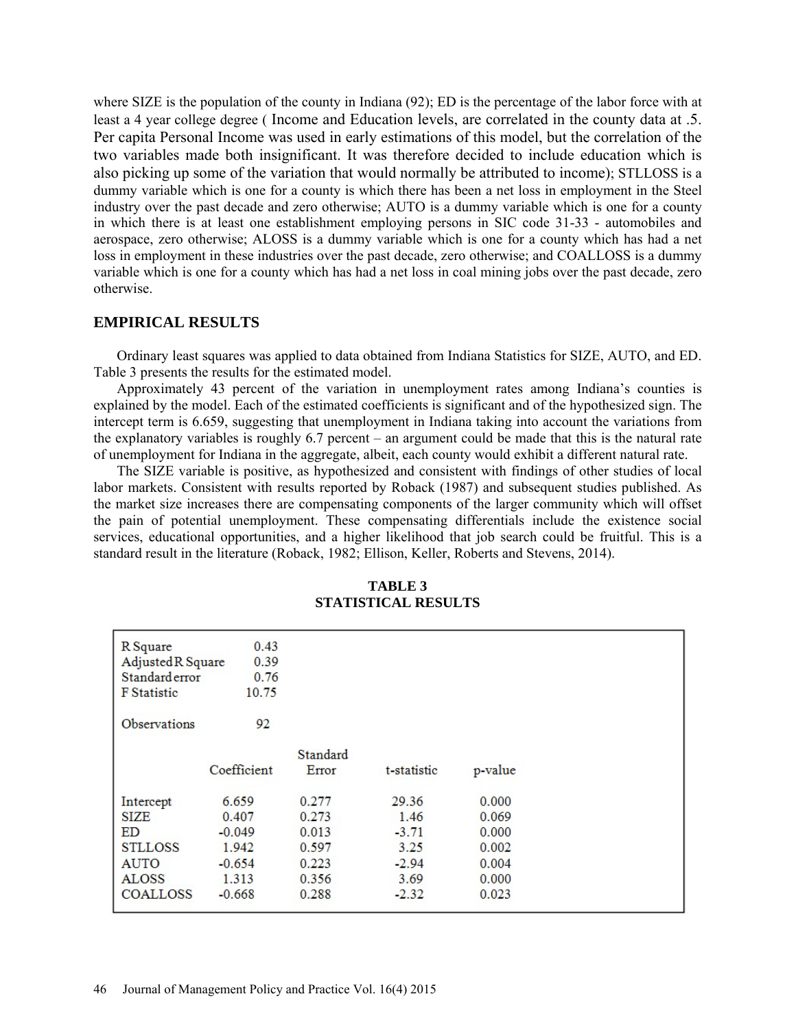where SIZE is the population of the county in Indiana (92); ED is the percentage of the labor force with at least a 4 year college degree ( Income and Education levels, are correlated in the county data at .5. Per capita Personal Income was used in early estimations of this model, but the correlation of the two variables made both insignificant. It was therefore decided to include education which is also picking up some of the variation that would normally be attributed to income); STLLOSS is a dummy variable which is one for a county is which there has been a net loss in employment in the Steel industry over the past decade and zero otherwise; AUTO is a dummy variable which is one for a county in which there is at least one establishment employing persons in SIC code 31-33 - automobiles and aerospace, zero otherwise; ALOSS is a dummy variable which is one for a county which has had a net loss in employment in these industries over the past decade, zero otherwise; and COALLOSS is a dummy variable which is one for a county which has had a net loss in coal mining jobs over the past decade, zero otherwise.

## EMPIRICAL RESULTS

Ordinary least squares was applied to data obtained from Indiana Statistics for SIZE, AUTO, and ED. Table 3 presents the results for the estimated model.

Approximately 43 percent of the variation in unemployment rates among Indiana's counties is explained by the model. Each of the estimated coefficients is significant and of the hypothesized sign. The intercept term is 6.659, suggesting that unemployment in Indiana taking into account the variations from the explanatory variables is roughly 6.7 percent – an argument could be made that this is the natural rate of unemployment for Indiana in the aggregate, albeit, each county would exhibit a different natural rate.

The SIZE variable is positive, as hypothesized and consistent with findings of other studies of local labor markets. Consistent with results reported by Roback (1987) and subsequent studies published. As the market size increases there are compensating components of the larger community which will offset the pain of potential unemployment. These compensating differentials include the existence social services, educational opportunities, and a higher likelihood that job search could be fruitful. This is a standard result in the literature (Roback, 1982; Ellison, Keller, Roberts and Stevens, 2014).

**TABLE 3**
**STATISTICAL RESULTS**

| | |
|---|---|
| R Square | 0.43 |
| Adjusted R Square | 0.39 |
| Standard error | 0.76 |
| F Statistic | 10.75 |
| Observations | 92 |

| | Coefficient | Standard Error | t-statistic | p-value |
|---|---|---|---|---|
| Intercept | 6.659 | 0.277 | 29.36 | 0.000 |
| SIZE | 0.407 | 0.273 | 1.46 | 0.069 |
| ED | -0.049 | 0.013 | -3.71 | 0.000 |
| STLLOSS | 1.942 | 0.597 | 3.25 | 0.002 |
| AUTO | -0.654 | 0.223 | -2.94 | 0.004 |
| ALOSS | 1.313 | 0.356 | 3.69 | 0.000 |
| COALLOSS | -0.668 | 0.288 | -2.32 | 0.023 |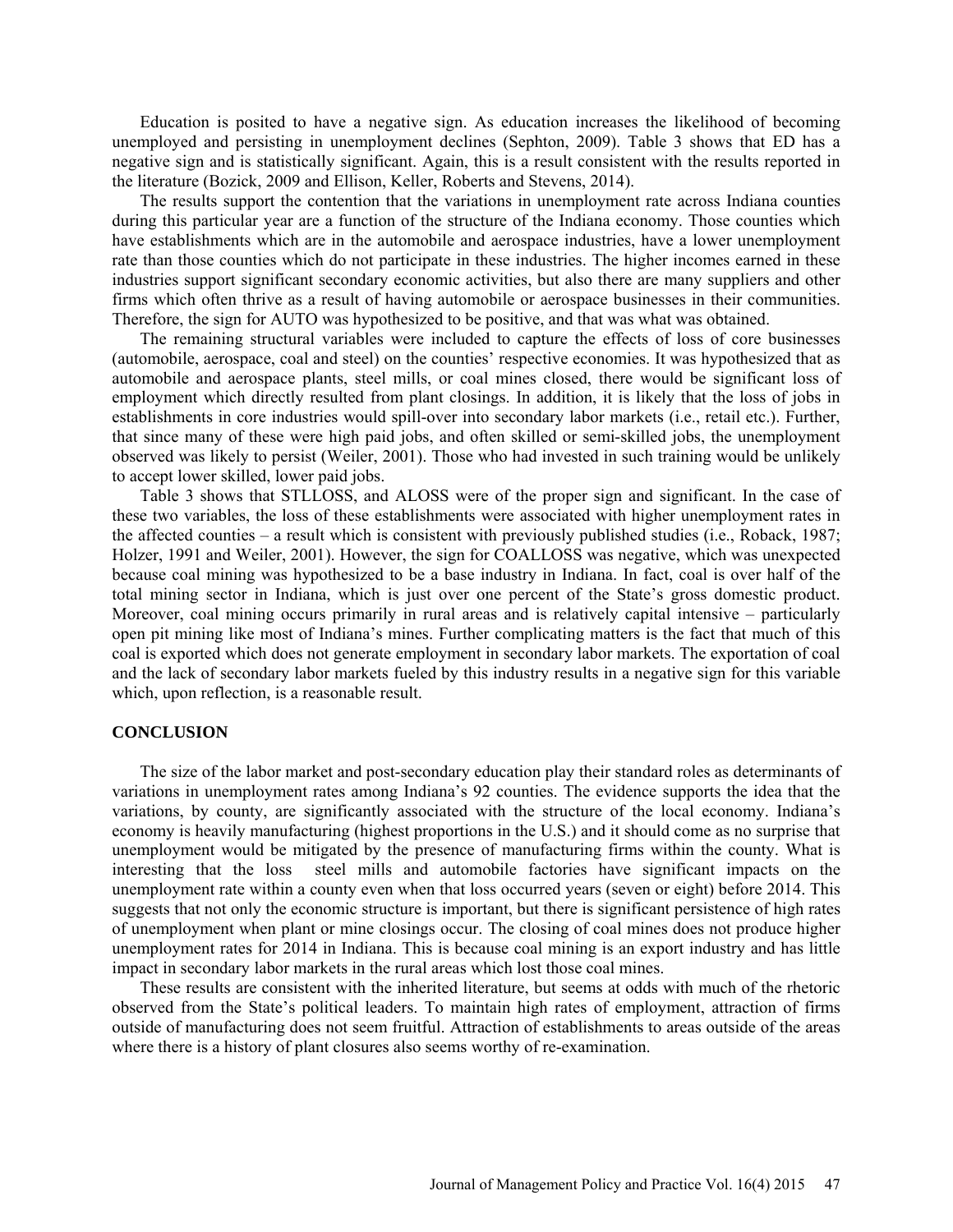Education is posited to have a negative sign. As education increases the likelihood of becoming unemployed and persisting in unemployment declines (Sephton, 2009). Table 3 shows that ED has a negative sign and is statistically significant. Again, this is a result consistent with the results reported in the literature (Bozick, 2009 and Ellison, Keller, Roberts and Stevens, 2014).

The results support the contention that the variations in unemployment rate across Indiana counties during this particular year are a function of the structure of the Indiana economy. Those counties which have establishments which are in the automobile and aerospace industries, have a lower unemployment rate than those counties which do not participate in these industries. The higher incomes earned in these industries support significant secondary economic activities, but also there are many suppliers and other firms which often thrive as a result of having automobile or aerospace businesses in their communities. Therefore, the sign for AUTO was hypothesized to be positive, and that was what was obtained.

The remaining structural variables were included to capture the effects of loss of core businesses (automobile, aerospace, coal and steel) on the counties' respective economies. It was hypothesized that as automobile and aerospace plants, steel mills, or coal mines closed, there would be significant loss of employment which directly resulted from plant closings. In addition, it is likely that the loss of jobs in establishments in core industries would spill-over into secondary labor markets (i.e., retail etc.). Further, that since many of these were high paid jobs, and often skilled or semi-skilled jobs, the unemployment observed was likely to persist (Weiler, 2001). Those who had invested in such training would be unlikely to accept lower skilled, lower paid jobs.

Table 3 shows that STLLOSS, and ALOSS were of the proper sign and significant. In the case of these two variables, the loss of these establishments were associated with higher unemployment rates in the affected counties – a result which is consistent with previously published studies (i.e., Roback, 1987; Holzer, 1991 and Weiler, 2001). However, the sign for COALLOSS was negative, which was unexpected because coal mining was hypothesized to be a base industry in Indiana. In fact, coal is over half of the total mining sector in Indiana, which is just over one percent of the State's gross domestic product. Moreover, coal mining occurs primarily in rural areas and is relatively capital intensive – particularly open pit mining like most of Indiana's mines. Further complicating matters is the fact that much of this coal is exported which does not generate employment in secondary labor markets. The exportation of coal and the lack of secondary labor markets fueled by this industry results in a negative sign for this variable which, upon reflection, is a reasonable result.

## CONCLUSION

The size of the labor market and post-secondary education play their standard roles as determinants of variations in unemployment rates among Indiana's 92 counties. The evidence supports the idea that the variations, by county, are significantly associated with the structure of the local economy. Indiana's economy is heavily manufacturing (highest proportions in the U.S.) and it should come as no surprise that unemployment would be mitigated by the presence of manufacturing firms within the county. What is interesting that the loss steel mills and automobile factories have significant impacts on the unemployment rate within a county even when that loss occurred years (seven or eight) before 2014. This suggests that not only the economic structure is important, but there is significant persistence of high rates of unemployment when plant or mine closings occur. The closing of coal mines does not produce higher unemployment rates for 2014 in Indiana. This is because coal mining is an export industry and has little impact in secondary labor markets in the rural areas which lost those coal mines.

These results are consistent with the inherited literature, but seems at odds with much of the rhetoric observed from the State's political leaders. To maintain high rates of employment, attraction of firms outside of manufacturing does not seem fruitful. Attraction of establishments to areas outside of the areas where there is a history of plant closures also seems worthy of re-examination.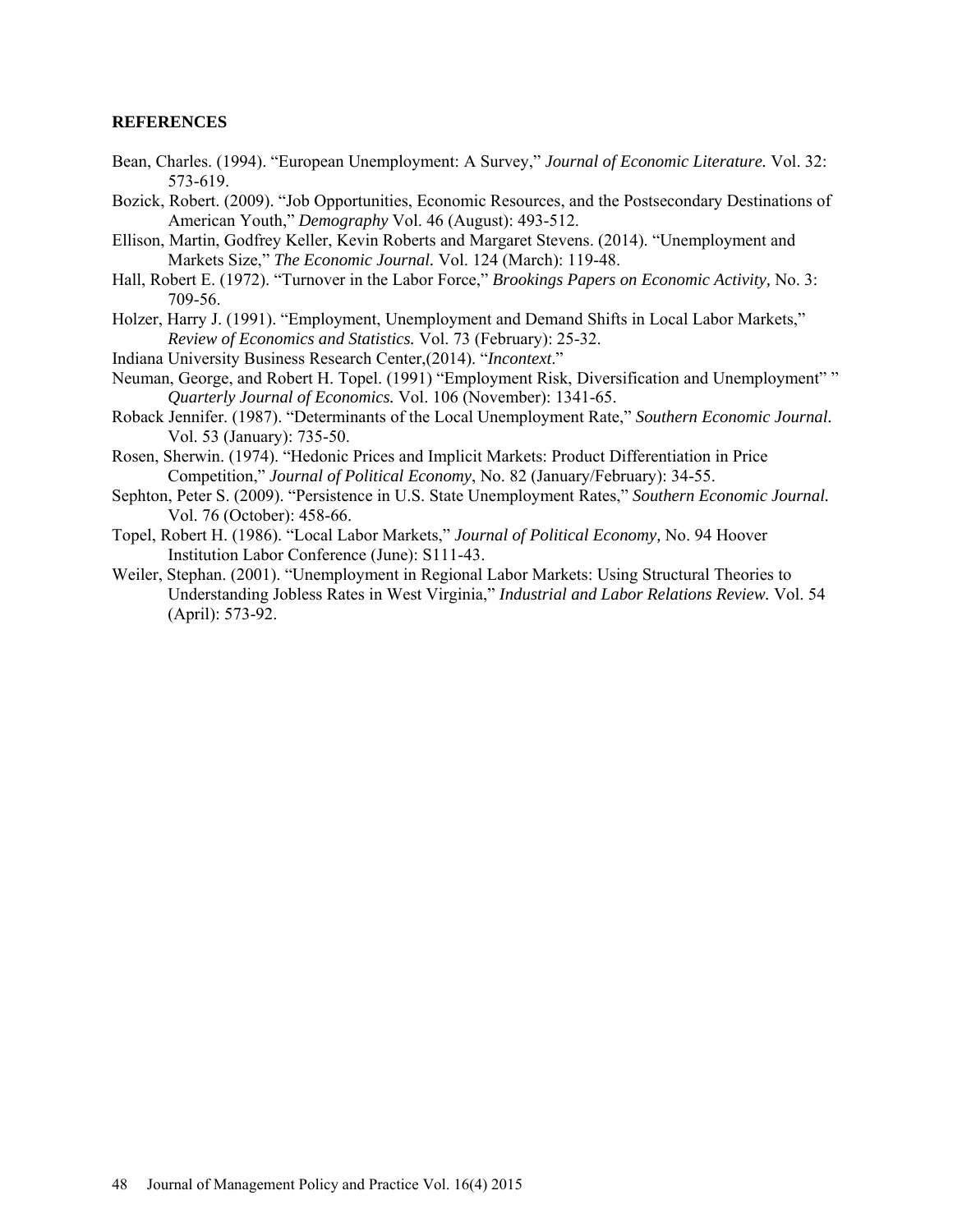**REFERENCES**

Bean, Charles. (1994). "European Unemployment: A Survey," *Journal of Economic Literature.* Vol. 32: 573-619.

Bozick, Robert. (2009). "Job Opportunities, Economic Resources, and the Postsecondary Destinations of American Youth," *Demography* Vol. 46 (August): 493-512.

Ellison, Martin, Godfrey Keller, Kevin Roberts and Margaret Stevens. (2014). "Unemployment and Markets Size," *The Economic Journal.* Vol. 124 (March): 119-48.

Hall, Robert E. (1972). "Turnover in the Labor Force," *Brookings Papers on Economic Activity,* No. 3: 709-56.

Holzer, Harry J. (1991). "Employment, Unemployment and Demand Shifts in Local Labor Markets," *Review of Economics and Statistics.* Vol. 73 (February): 25-32.

Indiana University Business Research Center,(2014). "*Incontext*."

Neuman, George, and Robert H. Topel. (1991) "Employment Risk, Diversification and Unemployment" " *Quarterly Journal of Economics.* Vol. 106 (November): 1341-65.

Roback Jennifer. (1987). "Determinants of the Local Unemployment Rate," *Southern Economic Journal.* Vol. 53 (January): 735-50.

Rosen, Sherwin. (1974). "Hedonic Prices and Implicit Markets: Product Differentiation in Price Competition," *Journal of Political Economy*, No. 82 (January/February): 34-55.

Sephton, Peter S. (2009). "Persistence in U.S. State Unemployment Rates," *Southern Economic Journal.* Vol. 76 (October): 458-66.

Topel, Robert H. (1986). "Local Labor Markets," *Journal of Political Economy,* No. 94 Hoover Institution Labor Conference (June): S111-43.

Weiler, Stephan. (2001). "Unemployment in Regional Labor Markets: Using Structural Theories to Understanding Jobless Rates in West Virginia," *Industrial and Labor Relations Review.* Vol. 54 (April): 573-92.